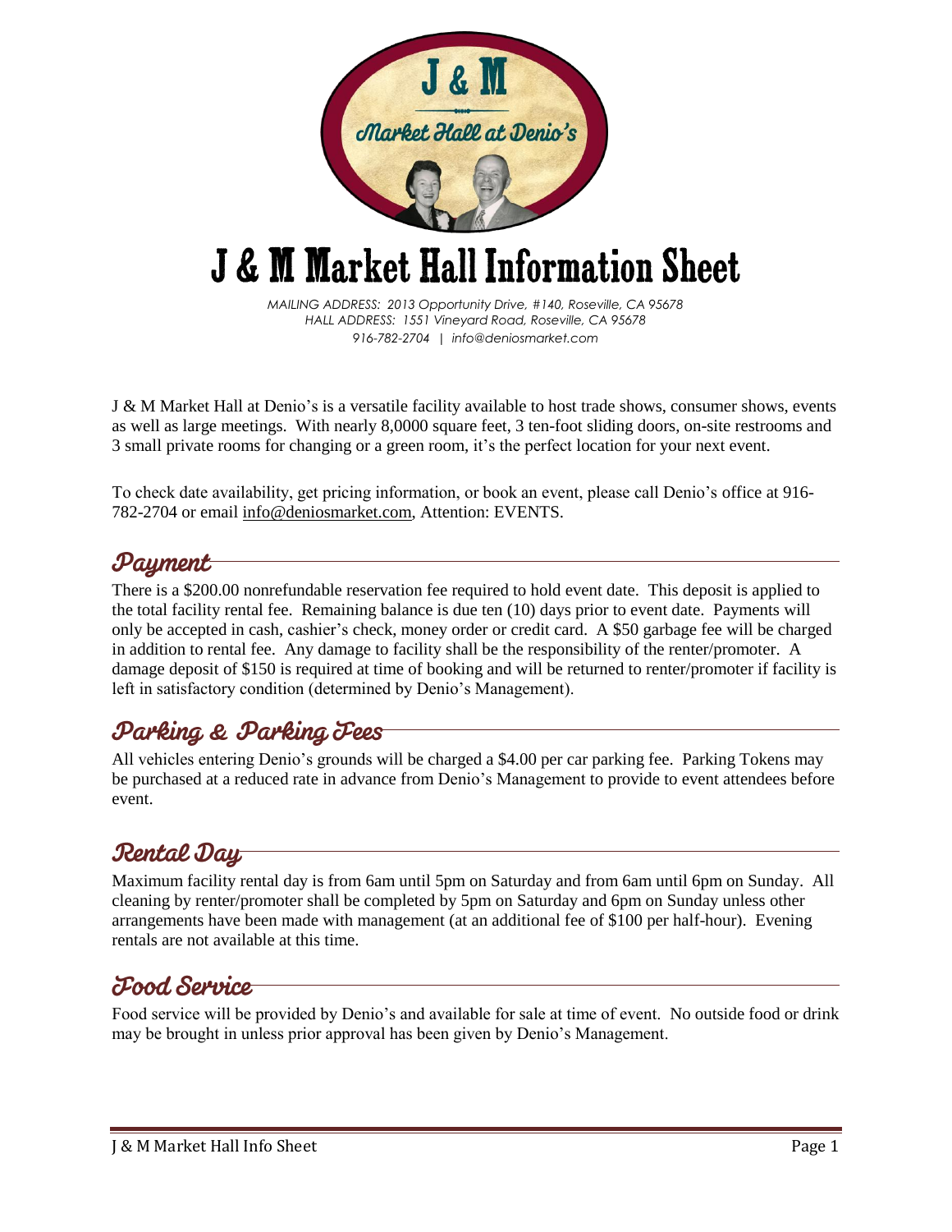# J & M Market Hall Information Sheet

*MAILING ADDRESS: 2013 Opportunity Drive, #140, Roseville, CA 95678*
*HALL ADDRESS: 1551 Vineyard Road, Roseville, CA 95678*
*916-782-2704 | info@deniosmarket.com*

J & M Market Hall at Denio's is a versatile facility available to host trade shows, consumer shows, events as well as large meetings. With nearly 8,0000 square feet, 3 ten-foot sliding doors, on-site restrooms and 3 small private rooms for changing or a green room, it's the perfect location for your next event.

To check date availability, get pricing information, or book an event, please call Denio's office at 916-782-2704 or email info@deniosmarket.com, Attention: EVENTS.

## Payment

There is a $200.00 nonrefundable reservation fee required to hold event date. This deposit is applied to the total facility rental fee. Remaining balance is due ten (10) days prior to event date. Payments will only be accepted in cash, cashier's check, money order or credit card. A $50 garbage fee will be charged in addition to rental fee. Any damage to facility shall be the responsibility of the renter/promoter. A damage deposit of $150 is required at time of booking and will be returned to renter/promoter if facility is left in satisfactory condition (determined by Denio's Management).

## Parking & Parking Fees

All vehicles entering Denio's grounds will be charged a $4.00 per car parking fee. Parking Tokens may be purchased at a reduced rate in advance from Denio's Management to provide to event attendees before event.

## Rental Day

Maximum facility rental day is from 6am until 5pm on Saturday and from 6am until 6pm on Sunday. All cleaning by renter/promoter shall be completed by 5pm on Saturday and 6pm on Sunday unless other arrangements have been made with management (at an additional fee of $100 per half-hour). Evening rentals are not available at this time.

## Food Service

Food service will be provided by Denio's and available for sale at time of event. No outside food or drink may be brought in unless prior approval has been given by Denio's Management.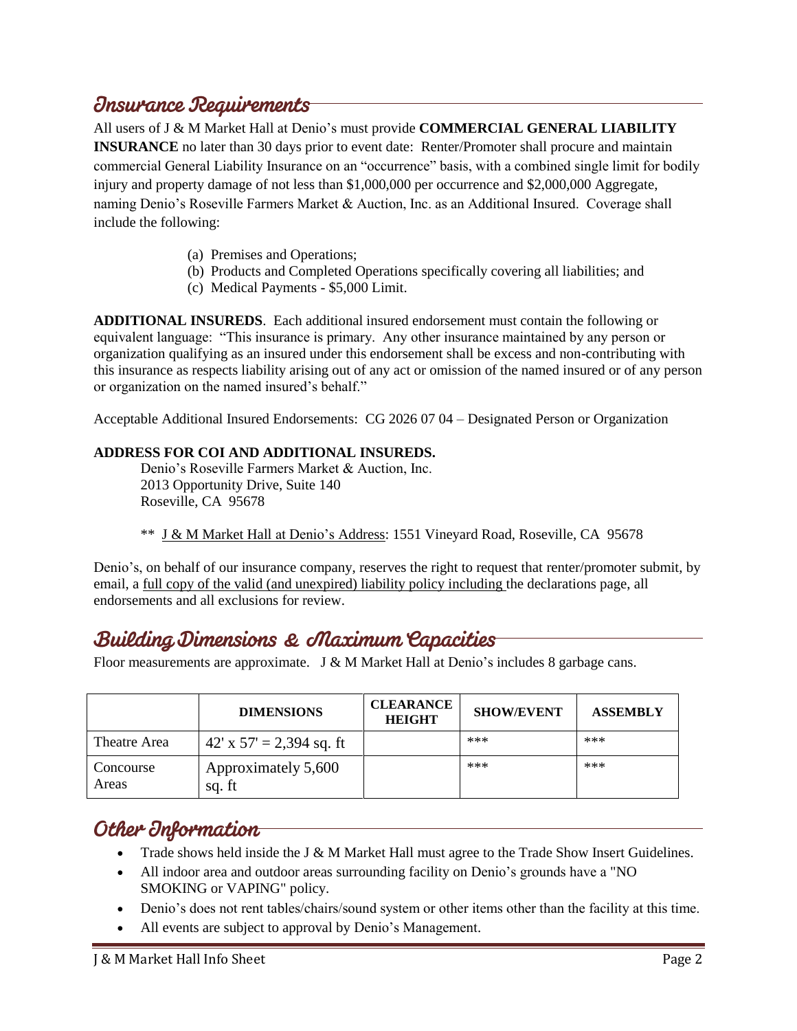## Insurance Requirements

All users of J & M Market Hall at Denio's must provide **COMMERCIAL GENERAL LIABILITY INSURANCE** no later than 30 days prior to event date: Renter/Promoter shall procure and maintain commercial General Liability Insurance on an "occurrence" basis, with a combined single limit for bodily injury and property damage of not less than $1,000,000 per occurrence and $2,000,000 Aggregate, naming Denio's Roseville Farmers Market & Auction, Inc. as an Additional Insured. Coverage shall include the following:

(a) Premises and Operations;
(b) Products and Completed Operations specifically covering all liabilities; and
(c) Medical Payments - $5,000 Limit.

**ADDITIONAL INSUREDS**. Each additional insured endorsement must contain the following or equivalent language: "This insurance is primary. Any other insurance maintained by any person or organization qualifying as an insured under this endorsement shall be excess and non-contributing with this insurance as respects liability arising out of any act or omission of the named insured or of any person or organization on the named insured's behalf."

Acceptable Additional Insured Endorsements: CG 2026 07 04 – Designated Person or Organization

**ADDRESS FOR COI AND ADDITIONAL INSUREDS.**

Denio's Roseville Farmers Market & Auction, Inc.
2013 Opportunity Drive, Suite 140
Roseville, CA 95678

** J & M Market Hall at Denio's Address: 1551 Vineyard Road, Roseville, CA 95678

Denio's, on behalf of our insurance company, reserves the right to request that renter/promoter submit, by email, a full copy of the valid (and unexpired) liability policy including the declarations page, all endorsements and all exclusions for review.

## Building Dimensions & Maximum Capacities

Floor measurements are approximate. J & M Market Hall at Denio's includes 8 garbage cans.

| | DIMENSIONS | CLEARANCE HEIGHT | SHOW/EVENT | ASSEMBLY |
|---|---|---|---|---|
| Theatre Area | 42' x 57' = 2,394 sq. ft | | *** | *** |
| Concourse Areas | Approximately 5,600 sq. ft | | *** | *** |

## Other Information

- Trade shows held inside the J & M Market Hall must agree to the Trade Show Insert Guidelines.
- All indoor area and outdoor areas surrounding facility on Denio's grounds have a "NO SMOKING or VAPING" policy.
- Denio's does not rent tables/chairs/sound system or other items other than the facility at this time.
- All events are subject to approval by Denio's Management.